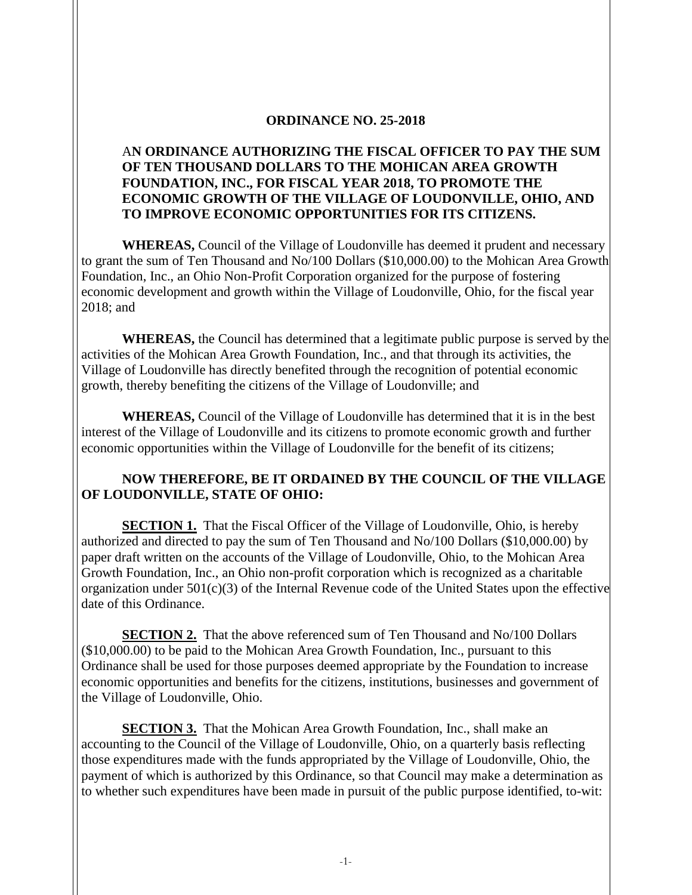# ORDINANCE NO. 25-2018

## AN ORDINANCE AUTHORIZING THE FISCAL OFFICER TO PAY THE SUM OF TEN THOUSAND DOLLARS TO THE MOHICAN AREA GROWTH FOUNDATION, INC., FOR FISCAL YEAR 2018, TO PROMOTE THE ECONOMIC GROWTH OF THE VILLAGE OF LOUDONVILLE, OHIO, AND TO IMPROVE ECONOMIC OPPORTUNITIES FOR ITS CITIZENS.

**WHEREAS,** Council of the Village of Loudonville has deemed it prudent and necessary to grant the sum of Ten Thousand and No/100 Dollars ($10,000.00) to the Mohican Area Growth Foundation, Inc., an Ohio Non-Profit Corporation organized for the purpose of fostering economic development and growth within the Village of Loudonville, Ohio, for the fiscal year 2018; and

**WHEREAS,** the Council has determined that a legitimate public purpose is served by the activities of the Mohican Area Growth Foundation, Inc., and that through its activities, the Village of Loudonville has directly benefited through the recognition of potential economic growth, thereby benefiting the citizens of the Village of Loudonville; and

**WHEREAS,** Council of the Village of Loudonville has determined that it is in the best interest of the Village of Loudonville and its citizens to promote economic growth and further economic opportunities within the Village of Loudonville for the benefit of its citizens;

**NOW THEREFORE, BE IT ORDAINED BY THE COUNCIL OF THE VILLAGE OF LOUDONVILLE, STATE OF OHIO:**

**SECTION 1.** That the Fiscal Officer of the Village of Loudonville, Ohio, is hereby authorized and directed to pay the sum of Ten Thousand and No/100 Dollars ($10,000.00) by paper draft written on the accounts of the Village of Loudonville, Ohio, to the Mohican Area Growth Foundation, Inc., an Ohio non-profit corporation which is recognized as a charitable organization under 501(c)(3) of the Internal Revenue code of the United States upon the effective date of this Ordinance.

**SECTION 2.** That the above referenced sum of Ten Thousand and No/100 Dollars ($10,000.00) to be paid to the Mohican Area Growth Foundation, Inc., pursuant to this Ordinance shall be used for those purposes deemed appropriate by the Foundation to increase economic opportunities and benefits for the citizens, institutions, businesses and government of the Village of Loudonville, Ohio.

**SECTION 3.** That the Mohican Area Growth Foundation, Inc., shall make an accounting to the Council of the Village of Loudonville, Ohio, on a quarterly basis reflecting those expenditures made with the funds appropriated by the Village of Loudonville, Ohio, the payment of which is authorized by this Ordinance, so that Council may make a determination as to whether such expenditures have been made in pursuit of the public purpose identified, to-wit: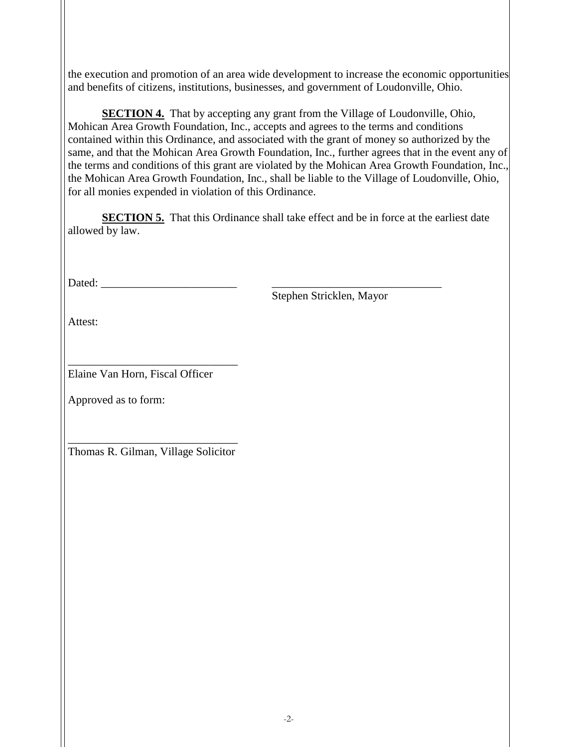the execution and promotion of an area wide development to increase the economic opportunities and benefits of citizens, institutions, businesses, and government of Loudonville, Ohio.

**SECTION 4.** That by accepting any grant from the Village of Loudonville, Ohio, Mohican Area Growth Foundation, Inc., accepts and agrees to the terms and conditions contained within this Ordinance, and associated with the grant of money so authorized by the same, and that the Mohican Area Growth Foundation, Inc., further agrees that in the event any of the terms and conditions of this grant are violated by the Mohican Area Growth Foundation, Inc., the Mohican Area Growth Foundation, Inc., shall be liable to the Village of Loudonville, Ohio, for all monies expended in violation of this Ordinance.

**SECTION 5.** That this Ordinance shall take effect and be in force at the earliest date allowed by law.

Dated: ________________________ ______________________________
Stephen Stricklen, Mayor

Attest:

______________________________
Elaine Van Horn, Fiscal Officer

Approved as to form:

______________________________
Thomas R. Gilman, Village Solicitor